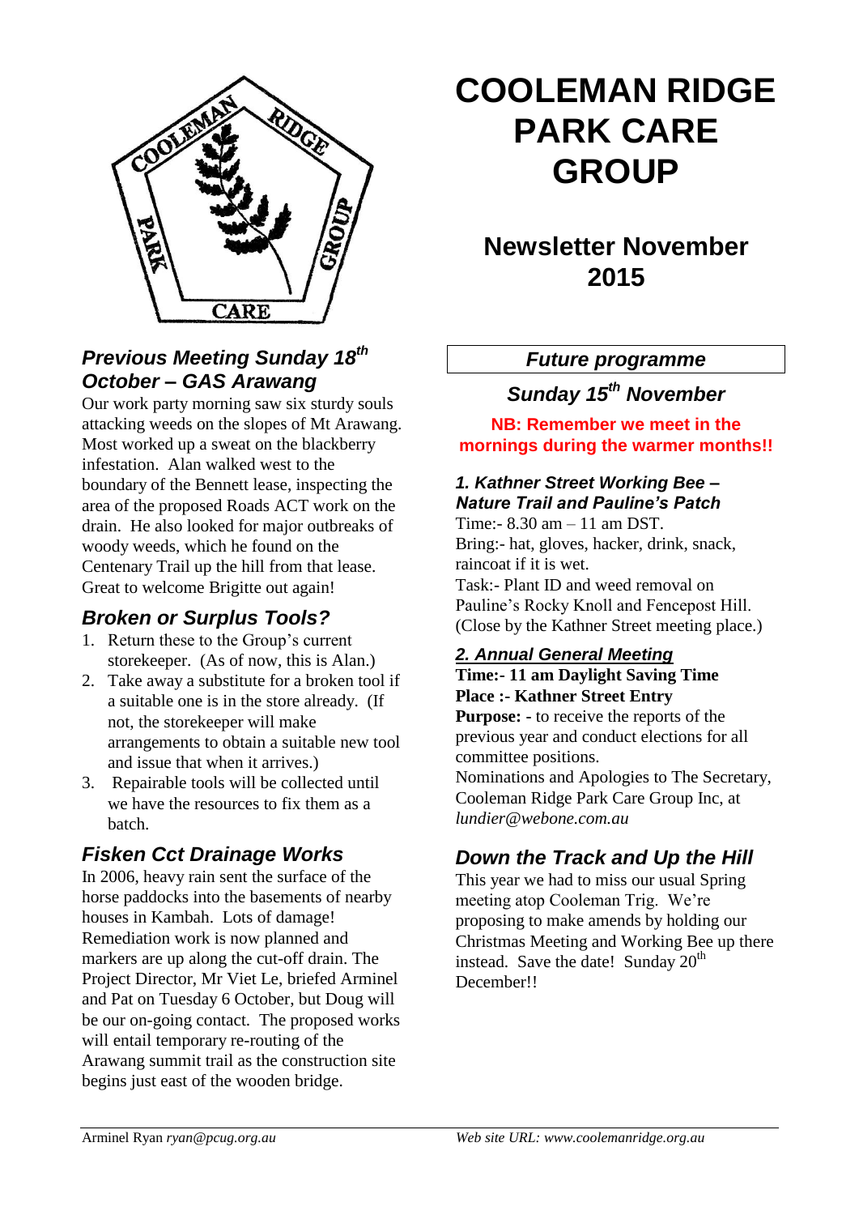# COOLEMAN RIDGE PARK CARE GROUP

## Newsletter November 2015

### *Previous Meeting Sunday 18th October – GAS Arawang*

Our work party morning saw six sturdy souls attacking weeds on the slopes of Mt Arawang. Most worked up a sweat on the blackberry infestation. Alan walked west to the boundary of the Bennett lease, inspecting the area of the proposed Roads ACT work on the drain. He also looked for major outbreaks of woody weeds, which he found on the Centenary Trail up the hill from that lease. Great to welcome Brigitte out again!

### *Broken or Surplus Tools?*

1. Return these to the Group's current storekeeper. (As of now, this is Alan.)
2. Take away a substitute for a broken tool if a suitable one is in the store already. (If not, the storekeeper will make arrangements to obtain a suitable new tool and issue that when it arrives.)
3. Repairable tools will be collected until we have the resources to fix them as a batch.

### *Fisken Cct Drainage Works*

In 2006, heavy rain sent the surface of the horse paddocks into the basements of nearby houses in Kambah. Lots of damage! Remediation work is now planned and markers are up along the cut-off drain. The Project Director, Mr Viet Le, briefed Arminel and Pat on Tuesday 6 October, but Doug will be our on-going contact. The proposed works will entail temporary re-routing of the Arawang summit trail as the construction site begins just east of the wooden bridge.

### *Future programme*

### *Sunday 15th November*

**NB: Remember we meet in the mornings during the warmer months!!**

**1. *Kathner Street Working Bee – Nature Trail and Pauline's Patch***

Time:- 8.30 am – 11 am DST.
Bring:- hat, gloves, hacker, drink, snack, raincoat if it is wet.
Task:- Plant ID and weed removal on Pauline's Rocky Knoll and Fencepost Hill. (Close by the Kathner Street meeting place.)

***2. Annual General Meeting***

**Time:- 11 am Daylight Saving Time**
**Place :- Kathner Street Entry**
**Purpose: -** to receive the reports of the previous year and conduct elections for all committee positions.
Nominations and Apologies to The Secretary, Cooleman Ridge Park Care Group Inc, at *lundier@webone.com.au*

### *Down the Track and Up the Hill*

This year we had to miss our usual Spring meeting atop Cooleman Trig. We're proposing to make amends by holding our Christmas Meeting and Working Bee up there instead. Save the date! Sunday 20th December!!

Arminel Ryan *ryan@pcug.org.au* — *Web site URL: www.coolemanridge.org.au*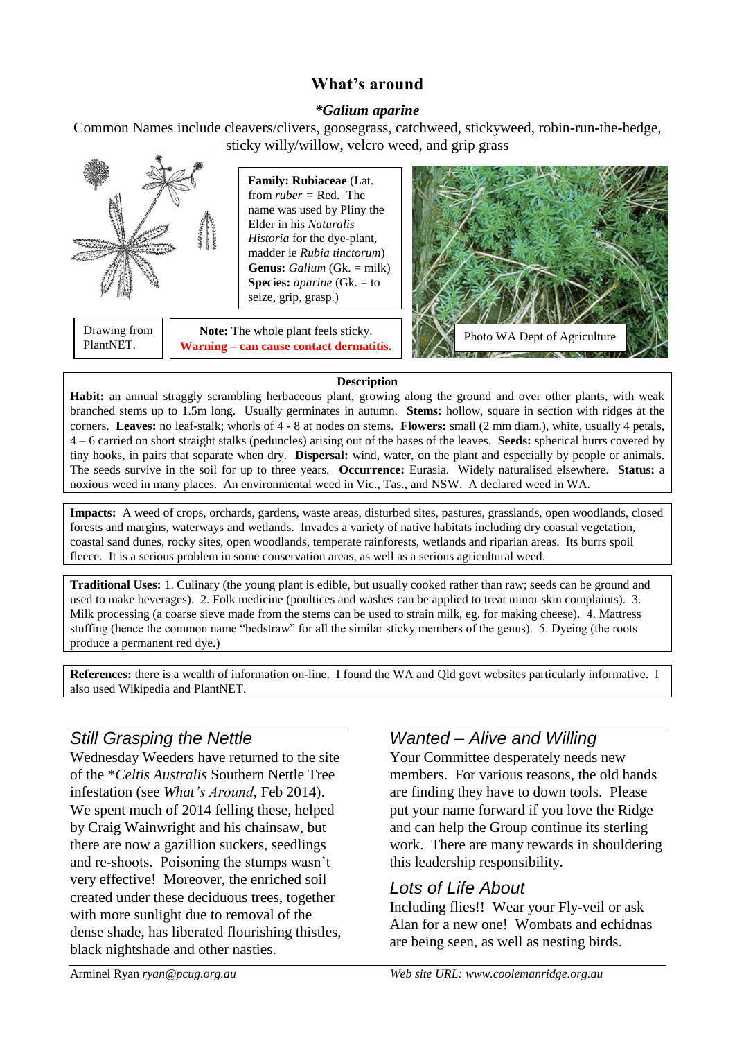# What's around

## *\*Galium aparine*

Common Names include cleavers/clivers, goosegrass, catchweed, stickyweed, robin-run-the-hedge, sticky willy/willow, velcro weed, and grip grass

**Family: Rubiaceae** (Lat. from *ruber* = Red. The name was used by Pliny the Elder in his *Naturalis Historia* for the dye-plant, madder ie *Rubia tinctorum*)
**Genus:** *Galium* (Gk. = milk)
**Species:** *aparine* (Gk. = to seize, grip, grasp.)

Drawing from PlantNET.

**Note:** The whole plant feels sticky.
**Warning – can cause contact dermatitis.**

Photo WA Dept of Agriculture

### Description

**Habit:** an annual straggly scrambling herbaceous plant, growing along the ground and over other plants, with weak branched stems up to 1.5m long. Usually germinates in autumn. **Stems:** hollow, square in section with ridges at the corners. **Leaves:** no leaf-stalk; whorls of 4 - 8 at nodes on stems. **Flowers:** small (2 mm diam.), white, usually 4 petals, 4 – 6 carried on short straight stalks (peduncles) arising out of the bases of the leaves. **Seeds:** spherical burrs covered by tiny hooks, in pairs that separate when dry. **Dispersal:** wind, water, on the plant and especially by people or animals. The seeds survive in the soil for up to three years. **Occurrence:** Eurasia. Widely naturalised elsewhere. **Status:** a noxious weed in many places. An environmental weed in Vic., Tas., and NSW. A declared weed in WA.

**Impacts:** A weed of crops, orchards, gardens, waste areas, disturbed sites, pastures, grasslands, open woodlands, closed forests and margins, waterways and wetlands. Invades a variety of native habitats including dry coastal vegetation, coastal sand dunes, rocky sites, open woodlands, temperate rainforests, wetlands and riparian areas. Its burrs spoil fleece. It is a serious problem in some conservation areas, as well as a serious agricultural weed.

**Traditional Uses:** 1. Culinary (the young plant is edible, but usually cooked rather than raw; seeds can be ground and used to make beverages). 2. Folk medicine (poultices and washes can be applied to treat minor skin complaints). 3. Milk processing (a coarse sieve made from the stems can be used to strain milk, eg. for making cheese). 4. Mattress stuffing (hence the common name "bedstraw" for all the similar sticky members of the genus). 5. Dyeing (the roots produce a permanent red dye.)

**References:** there is a wealth of information on-line. I found the WA and Qld govt websites particularly informative. I also used Wikipedia and PlantNET.

## *Still Grasping the Nettle*

Wednesday Weeders have returned to the site of the \**Celtis Australis* Southern Nettle Tree infestation (see *What's Around*, Feb 2014). We spent much of 2014 felling these, helped by Craig Wainwright and his chainsaw, but there are now a gazillion suckers, seedlings and re-shoots. Poisoning the stumps wasn't very effective! Moreover, the enriched soil created under these deciduous trees, together with more sunlight due to removal of the dense shade, has liberated flourishing thistles, black nightshade and other nasties.

Arminel Ryan *ryan@pcug.org.au*

## *Wanted – Alive and Willing*

Your Committee desperately needs new members. For various reasons, the old hands are finding they have to down tools. Please put your name forward if you love the Ridge and can help the Group continue its sterling work. There are many rewards in shouldering this leadership responsibility.

## *Lots of Life About*

Including flies!! Wear your Fly-veil or ask Alan for a new one! Wombats and echidnas are being seen, as well as nesting birds.

*Web site URL: www.coolemanridge.org.au*